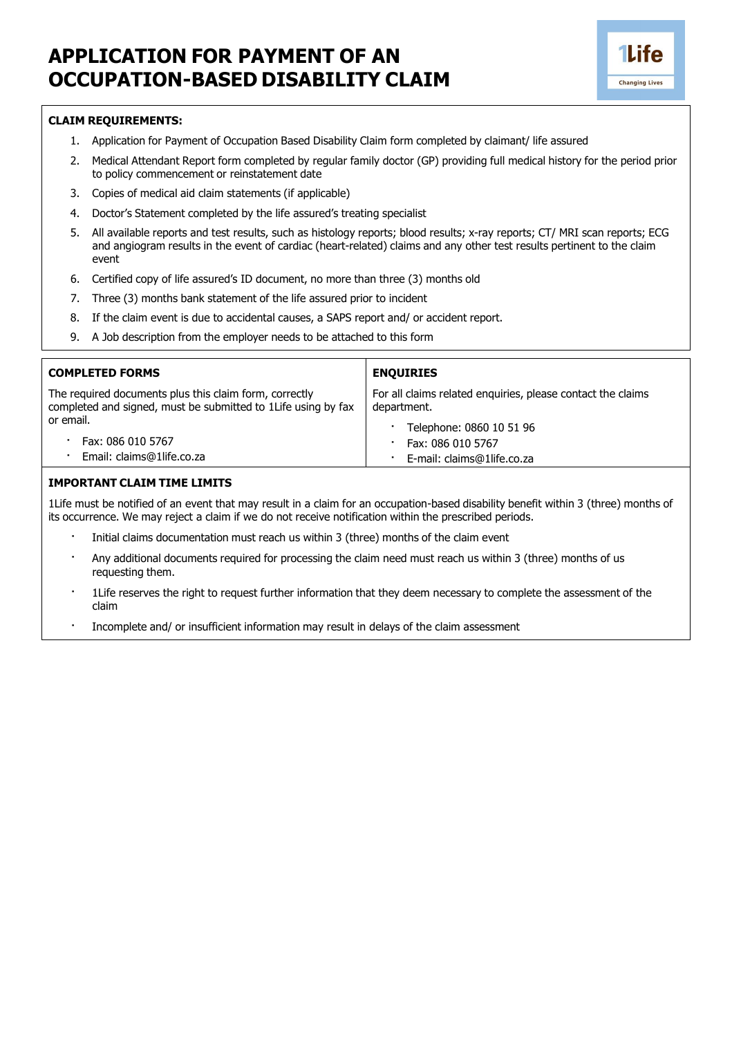# APPLICATION FOR PAYMENT OF AN OCCUPATION-BASED DISABILITY CLAIM

1Life
Changing Lives

**CLAIM REQUIREMENTS:**

1. Application for Payment of Occupation Based Disability Claim form completed by claimant/ life assured
2. Medical Attendant Report form completed by regular family doctor (GP) providing full medical history for the period prior to policy commencement or reinstatement date
3. Copies of medical aid claim statements (if applicable)
4. Doctor's Statement completed by the life assured's treating specialist
5. All available reports and test results, such as histology reports; blood results; x-ray reports; CT/ MRI scan reports; ECG and angiogram results in the event of cardiac (heart-related) claims and any other test results pertinent to the claim event
6. Certified copy of life assured's ID document, no more than three (3) months old
7. Three (3) months bank statement of the life assured prior to incident
8. If the claim event is due to accidental causes, a SAPS report and/ or accident report.
9. A Job description from the employer needs to be attached to this form

**COMPLETED FORMS**

The required documents plus this claim form, correctly completed and signed, must be submitted to 1Life using by fax or email.

- Fax: 086 010 5767
- Email: claims@1life.co.za

**ENQUIRIES**

For all claims related enquiries, please contact the claims department.

- Telephone: 0860 10 51 96
- Fax: 086 010 5767
- E-mail: claims@1life.co.za

**IMPORTANT CLAIM TIME LIMITS**

1Life must be notified of an event that may result in a claim for an occupation-based disability benefit within 3 (three) months of its occurrence. We may reject a claim if we do not receive notification within the prescribed periods.

- Initial claims documentation must reach us within 3 (three) months of the claim event
- Any additional documents required for processing the claim need must reach us within 3 (three) months of us requesting them.
- 1Life reserves the right to request further information that they deem necessary to complete the assessment of the claim
- Incomplete and/ or insufficient information may result in delays of the claim assessment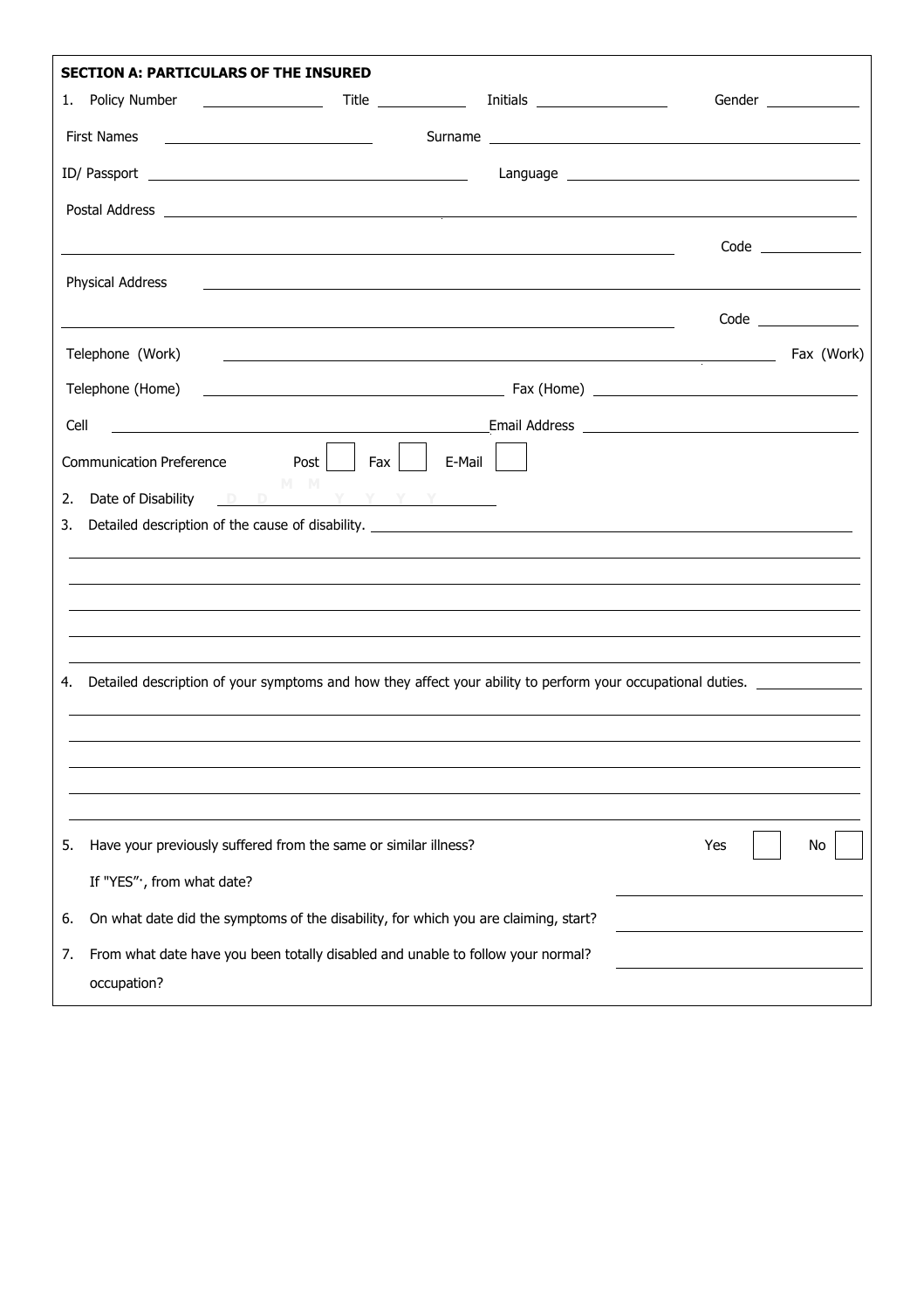**SECTION A: PARTICULARS OF THE INSURED**

1. Policy Number ____________ Title ____________ Initials ____________ Gender ____________

First Names ____________ Surname ____________

ID/ Passport ____________ Language ____________

Postal Address ____________

____________ Code ____________

Physical Address ____________

____________ Code ____________

Telephone (Work) ____________ Fax (Work)

Telephone (Home) ____________ Fax (Home) ____________

Cell ____________ Email Address ____________

Communication Preference Post ☐ Fax ☐ E-Mail ☐

2. Date of Disability D D M M Y Y Y Y

3. Detailed description of the cause of disability. ____________

____________

____________

____________

____________

____________

4. Detailed description of your symptoms and how they affect your ability to perform your occupational duties. ____________

____________

____________

____________

____________

____________

5. Have your previously suffered from the same or similar illness? Yes ☐ No ☐

   If "YES"', from what date? ____________

6. On what date did the symptoms of the disability, for which you are claiming, start? ____________

7. From what date have you been totally disabled and unable to follow your normal? occupation? ____________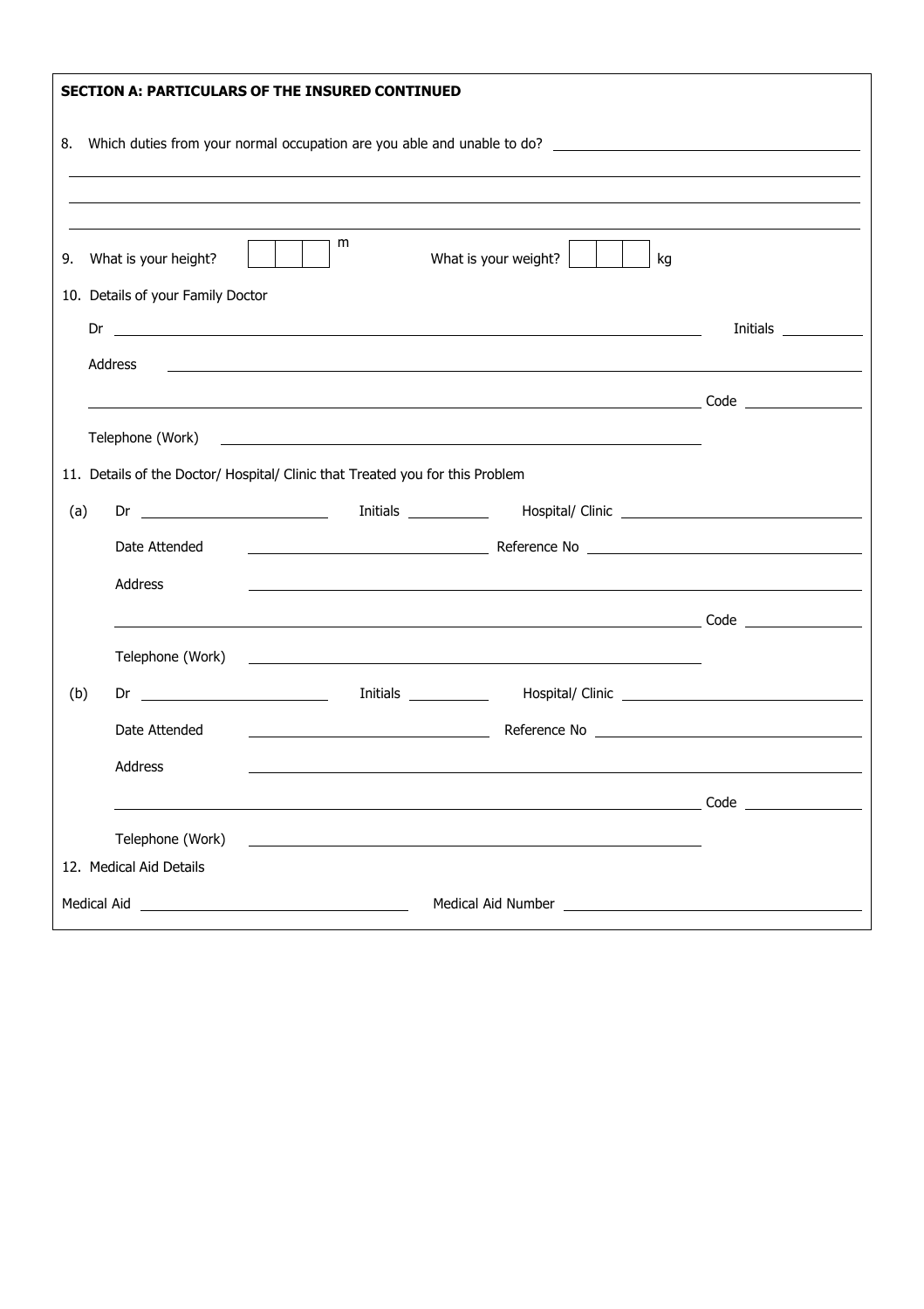**SECTION A: PARTICULARS OF THE INSURED CONTINUED**

8. Which duties from your normal occupation are you able and unable to do? \_\_\_\_\_\_\_\_\_\_\_\_\_\_\_\_\_\_\_\_

\_\_\_\_\_\_\_\_\_\_\_\_\_\_\_\_\_\_\_\_\_\_\_\_\_\_\_\_\_\_\_\_\_\_\_\_\_\_\_\_

\_\_\_\_\_\_\_\_\_\_\_\_\_\_\_\_\_\_\_\_\_\_\_\_\_\_\_\_\_\_\_\_\_\_\_\_\_\_\_\_

\_\_\_\_\_\_\_\_\_\_\_\_\_\_\_\_\_\_\_\_\_\_\_\_\_\_\_\_\_\_\_\_\_\_\_\_\_\_\_\_

9. What is your height? [ ][ ][ ] m What is your weight? [ ][ ][ ] kg

10. Details of your Family Doctor

Dr \_\_\_\_\_\_\_\_\_\_\_\_\_\_\_\_\_\_\_\_ Initials \_\_\_\_\_\_\_\_

Address \_\_\_\_\_\_\_\_\_\_\_\_\_\_\_\_\_\_\_\_

\_\_\_\_\_\_\_\_\_\_\_\_\_\_\_\_\_\_\_\_ Code \_\_\_\_\_\_\_\_

Telephone (Work) \_\_\_\_\_\_\_\_\_\_\_\_\_\_\_\_\_\_\_\_

11. Details of the Doctor/ Hospital/ Clinic that Treated you for this Problem

(a) Dr \_\_\_\_\_\_\_\_\_\_ Initials \_\_\_\_\_\_\_\_ Hospital/ Clinic \_\_\_\_\_\_\_\_\_\_

Date Attended \_\_\_\_\_\_\_\_\_\_ Reference No \_\_\_\_\_\_\_\_\_\_

Address \_\_\_\_\_\_\_\_\_\_\_\_\_\_\_\_\_\_\_\_

\_\_\_\_\_\_\_\_\_\_\_\_\_\_\_\_\_\_\_\_ Code \_\_\_\_\_\_\_\_

Telephone (Work) \_\_\_\_\_\_\_\_\_\_\_\_\_\_\_\_\_\_\_\_

(b) Dr \_\_\_\_\_\_\_\_\_\_ Initials \_\_\_\_\_\_\_\_ Hospital/ Clinic \_\_\_\_\_\_\_\_\_\_

Date Attended \_\_\_\_\_\_\_\_\_\_ Reference No \_\_\_\_\_\_\_\_\_\_

Address \_\_\_\_\_\_\_\_\_\_\_\_\_\_\_\_\_\_\_\_

\_\_\_\_\_\_\_\_\_\_\_\_\_\_\_\_\_\_\_\_ Code \_\_\_\_\_\_\_\_

Telephone (Work) \_\_\_\_\_\_\_\_\_\_\_\_\_\_\_\_\_\_\_\_

12. Medical Aid Details

Medical Aid \_\_\_\_\_\_\_\_\_\_\_\_\_\_\_\_\_\_\_\_ Medical Aid Number \_\_\_\_\_\_\_\_\_\_\_\_\_\_\_\_\_\_\_\_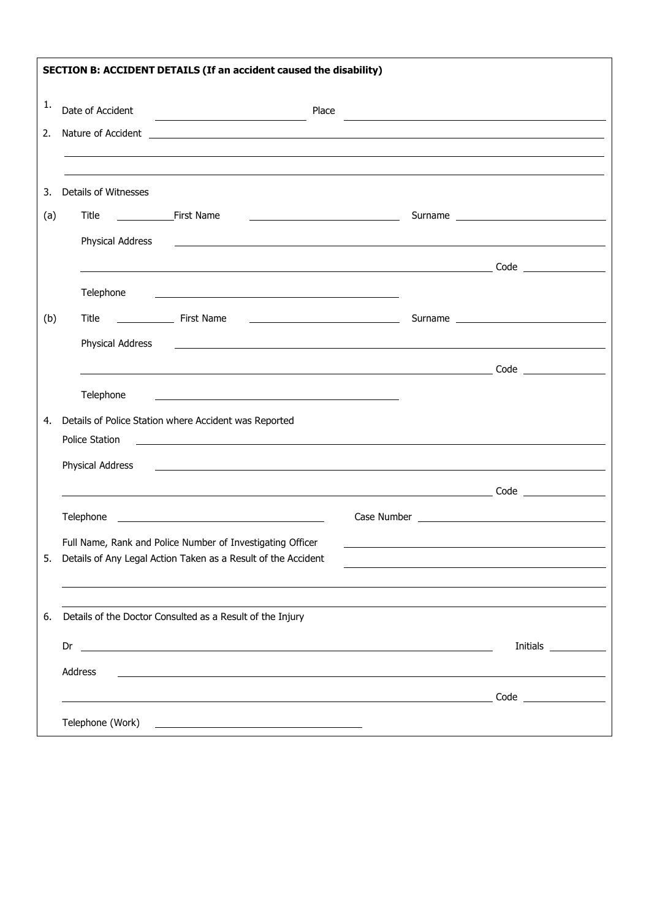**SECTION B: ACCIDENT DETAILS (If an accident caused the disability)**

1. Date of Accident \_\_\_\_\_\_\_\_\_\_\_\_\_\_\_\_\_\_\_\_ Place \_\_\_\_\_\_\_\_\_\_\_\_\_\_\_\_\_\_\_\_\_\_\_\_\_\_\_\_\_\_\_\_\_\_\_\_\_\_

2. Nature of Accident \_\_\_\_\_\_\_\_\_\_\_\_\_\_\_\_\_\_\_\_\_\_\_\_\_\_\_\_\_\_\_\_\_\_\_\_\_\_\_\_\_\_\_\_\_\_\_\_\_\_\_\_\_\_\_\_\_\_\_\_\_\_

   \_\_\_\_\_\_\_\_\_\_\_\_\_\_\_\_\_\_\_\_\_\_\_\_\_\_\_\_\_\_\_\_\_\_\_\_\_\_\_\_\_\_\_\_\_\_\_\_\_\_\_\_\_\_\_\_\_\_\_\_\_\_\_\_\_\_\_\_\_\_\_\_\_\_\_\_\_\_\_\_\_\_

   \_\_\_\_\_\_\_\_\_\_\_\_\_\_\_\_\_\_\_\_\_\_\_\_\_\_\_\_\_\_\_\_\_\_\_\_\_\_\_\_\_\_\_\_\_\_\_\_\_\_\_\_\_\_\_\_\_\_\_\_\_\_\_\_\_\_\_\_\_\_\_\_\_\_\_\_\_\_\_\_\_\_

3. Details of Witnesses

(a) Title \_\_\_\_\_\_\_\_ First Name \_\_\_\_\_\_\_\_\_\_\_\_\_\_\_\_\_\_\_\_ Surname \_\_\_\_\_\_\_\_\_\_\_\_\_\_\_\_\_\_\_\_

   Physical Address \_\_\_\_\_\_\_\_\_\_\_\_\_\_\_\_\_\_\_\_\_\_\_\_\_\_\_\_\_\_\_\_\_\_\_\_\_\_\_\_\_\_\_\_\_\_\_\_\_\_\_\_\_\_\_\_\_\_\_\_

   \_\_\_\_\_\_\_\_\_\_\_\_\_\_\_\_\_\_\_\_\_\_\_\_\_\_\_\_\_\_\_\_\_\_\_\_\_\_\_\_\_\_\_\_\_\_\_\_\_\_\_\_\_\_\_\_\_\_\_\_ Code \_\_\_\_\_\_\_\_\_\_\_\_

   Telephone \_\_\_\_\_\_\_\_\_\_\_\_\_\_\_\_\_\_\_\_\_\_\_\_\_\_\_\_\_\_\_\_

(b) Title \_\_\_\_\_\_\_\_ First Name \_\_\_\_\_\_\_\_\_\_\_\_\_\_\_\_\_\_\_\_ Surname \_\_\_\_\_\_\_\_\_\_\_\_\_\_\_\_\_\_\_\_

   Physical Address \_\_\_\_\_\_\_\_\_\_\_\_\_\_\_\_\_\_\_\_\_\_\_\_\_\_\_\_\_\_\_\_\_\_\_\_\_\_\_\_\_\_\_\_\_\_\_\_\_\_\_\_\_\_\_\_\_\_\_\_

   \_\_\_\_\_\_\_\_\_\_\_\_\_\_\_\_\_\_\_\_\_\_\_\_\_\_\_\_\_\_\_\_\_\_\_\_\_\_\_\_\_\_\_\_\_\_\_\_\_\_\_\_\_\_\_\_\_\_\_\_ Code \_\_\_\_\_\_\_\_\_\_\_\_

   Telephone \_\_\_\_\_\_\_\_\_\_\_\_\_\_\_\_\_\_\_\_\_\_\_\_\_\_\_\_\_\_\_\_

4. Details of Police Station where Accident was Reported

   Police Station \_\_\_\_\_\_\_\_\_\_\_\_\_\_\_\_\_\_\_\_\_\_\_\_\_\_\_\_\_\_\_\_\_\_\_\_\_\_\_\_\_\_\_\_\_\_\_\_\_\_\_\_\_\_\_\_\_\_\_\_\_\_

   Physical Address \_\_\_\_\_\_\_\_\_\_\_\_\_\_\_\_\_\_\_\_\_\_\_\_\_\_\_\_\_\_\_\_\_\_\_\_\_\_\_\_\_\_\_\_\_\_\_\_\_\_\_\_\_\_\_\_\_\_\_\_

   \_\_\_\_\_\_\_\_\_\_\_\_\_\_\_\_\_\_\_\_\_\_\_\_\_\_\_\_\_\_\_\_\_\_\_\_\_\_\_\_\_\_\_\_\_\_\_\_\_\_\_\_\_\_\_\_\_\_\_\_ Code \_\_\_\_\_\_\_\_\_\_\_\_

   Telephone \_\_\_\_\_\_\_\_\_\_\_\_\_\_\_\_\_\_\_\_\_\_\_\_\_\_\_\_ Case Number \_\_\_\_\_\_\_\_\_\_\_\_\_\_\_\_\_\_\_\_\_\_\_\_\_\_\_\_

   Full Name, Rank and Police Number of Investigating Officer \_\_\_\_\_\_\_\_\_\_\_\_\_\_\_\_\_\_\_\_\_\_\_\_\_\_\_\_

5. Details of Any Legal Action Taken as a Result of the Accident \_\_\_\_\_\_\_\_\_\_\_\_\_\_\_\_\_\_\_\_\_\_\_\_\_\_\_\_

   \_\_\_\_\_\_\_\_\_\_\_\_\_\_\_\_\_\_\_\_\_\_\_\_\_\_\_\_\_\_\_\_\_\_\_\_\_\_\_\_\_\_\_\_\_\_\_\_\_\_\_\_\_\_\_\_\_\_\_\_\_\_\_\_\_\_\_\_\_\_\_\_\_\_\_\_\_\_\_\_\_\_

   \_\_\_\_\_\_\_\_\_\_\_\_\_\_\_\_\_\_\_\_\_\_\_\_\_\_\_\_\_\_\_\_\_\_\_\_\_\_\_\_\_\_\_\_\_\_\_\_\_\_\_\_\_\_\_\_\_\_\_\_\_\_\_\_\_\_\_\_\_\_\_\_\_\_\_\_\_\_\_\_\_\_

6. Details of the Doctor Consulted as a Result of the Injury

   Dr \_\_\_\_\_\_\_\_\_\_\_\_\_\_\_\_\_\_\_\_\_\_\_\_\_\_\_\_\_\_\_\_\_\_\_\_\_\_\_\_\_\_\_\_\_\_\_\_\_\_\_\_\_\_\_\_ Initials \_\_\_\_\_\_\_\_

   Address \_\_\_\_\_\_\_\_\_\_\_\_\_\_\_\_\_\_\_\_\_\_\_\_\_\_\_\_\_\_\_\_\_\_\_\_\_\_\_\_\_\_\_\_\_\_\_\_\_\_\_\_\_\_\_\_\_\_\_\_\_\_\_\_\_\_\_\_

   \_\_\_\_\_\_\_\_\_\_\_\_\_\_\_\_\_\_\_\_\_\_\_\_\_\_\_\_\_\_\_\_\_\_\_\_\_\_\_\_\_\_\_\_\_\_\_\_\_\_\_\_\_\_\_\_\_\_\_\_ Code \_\_\_\_\_\_\_\_\_\_\_\_

   Telephone (Work) \_\_\_\_\_\_\_\_\_\_\_\_\_\_\_\_\_\_\_\_\_\_\_\_\_\_\_\_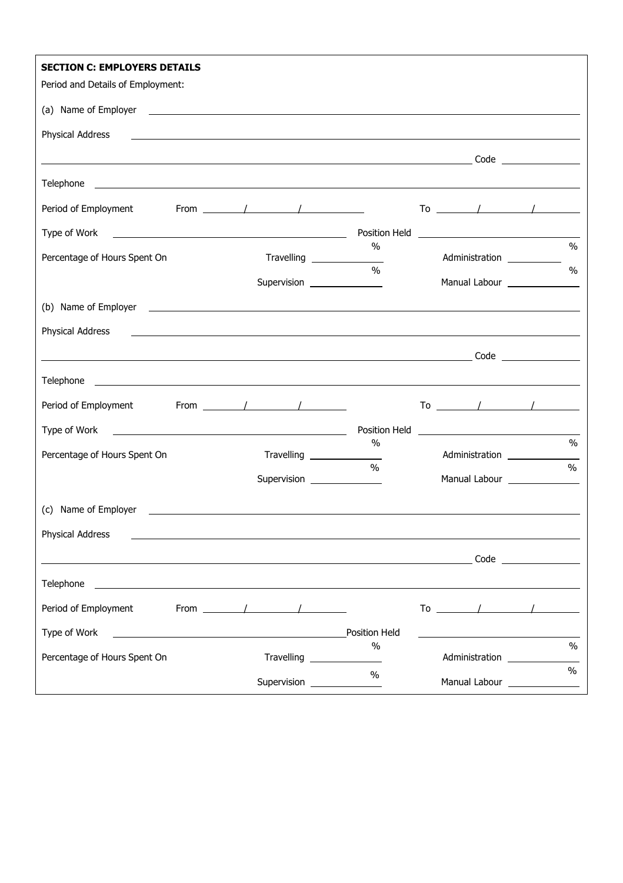**SECTION C: EMPLOYERS DETAILS**

Period and Details of Employment:

(a) Name of Employer ______________________________

Physical Address ______________________________

______________________________ Code ____________

Telephone ______________________________

Period of Employment From _____ / _____ / _____ To _____ / _____ / _____

Type of Work ______________________________ Position Held ______________________________

Percentage of Hours Spent On Travelling ________ % Administration ________ %

Supervision ________ % Manual Labour ________ %

(b) Name of Employer ______________________________

Physical Address ______________________________

______________________________ Code ____________

Telephone ______________________________

Period of Employment From _____ / _____ / _____ To _____ / _____ / _____

Type of Work ______________________________ Position Held ______________________________

Percentage of Hours Spent On Travelling ________ % Administration ________ %

Supervision ________ % Manual Labour ________ %

(c) Name of Employer ______________________________

Physical Address ______________________________

______________________________ Code ____________

Telephone ______________________________

Period of Employment From _____ / _____ / _____ To _____ / _____ / _____

Type of Work ______________________________ Position Held ______________________________

Percentage of Hours Spent On Travelling ________ % Administration ________ %

Supervision ________ % Manual Labour ________ %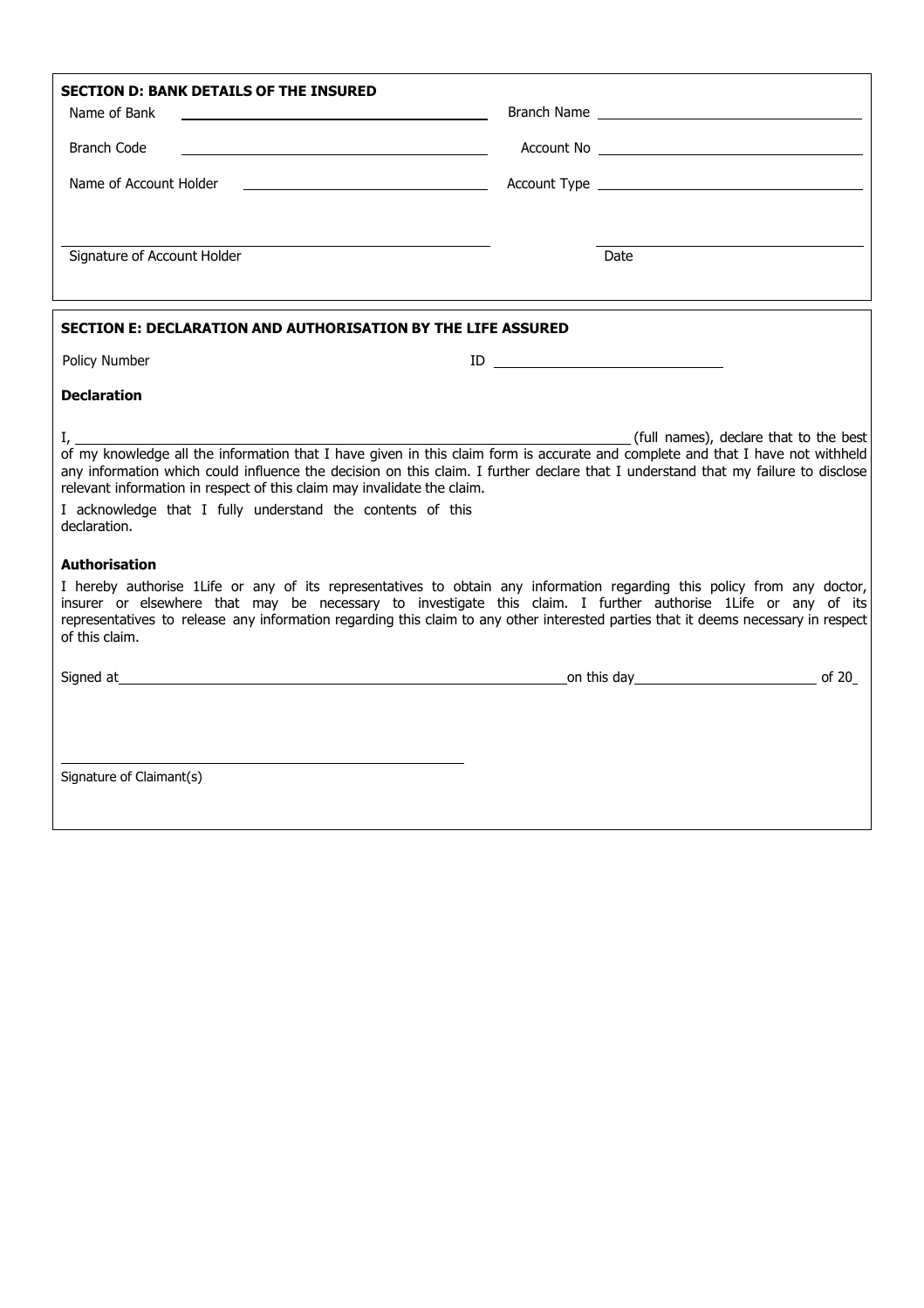## SECTION D: BANK DETAILS OF THE INSURED

Name of Bank ______________________________ Branch Name ______________________________

Branch Code ______________________________ Account No ______________________________

Name of Account Holder ______________________________ Account Type ______________________________

______________________________ ______________________________

Signature of Account Holder Date

## SECTION E: DECLARATION AND AUTHORISATION BY THE LIFE ASSURED

Policy Number ID ______________________________

### Declaration

I, ______________________________ (full names), declare that to the best of my knowledge all the information that I have given in this claim form is accurate and complete and that I have not withheld any information which could influence the decision on this claim. I further declare that I understand that my failure to disclose relevant information in respect of this claim may invalidate the claim.

I acknowledge that I fully understand the contents of this declaration.

### Authorisation

I hereby authorise 1Life or any of its representatives to obtain any information regarding this policy from any doctor, insurer or elsewhere that may be necessary to investigate this claim. I further authorise 1Life or any of its representatives to release any information regarding this claim to any other interested parties that it deems necessary in respect of this claim.

Signed at ______________________________ on this day ______________________________ of 20_

______________________________

Signature of Claimant(s)